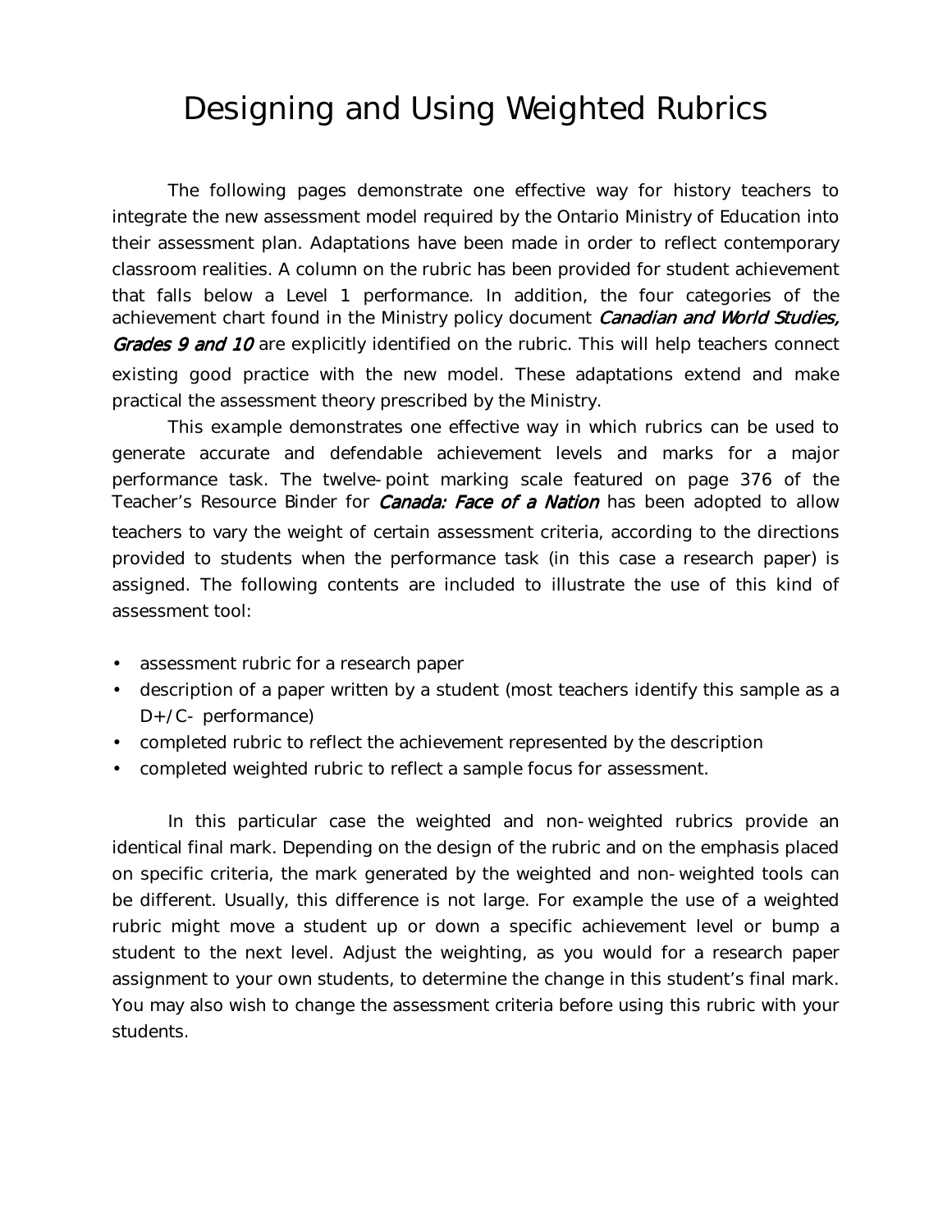# Designing and Using Weighted Rubrics

The following pages demonstrate one effective way for history teachers to integrate the new assessment model required by the Ontario Ministry of Education into their assessment plan. Adaptations have been made in order to reflect contemporary classroom realities. A column on the rubric has been provided for student achievement that falls below a Level 1 performance. In addition, the four categories of the achievement chart found in the Ministry policy document *Canadian and World Studies, Grades 9 and 10* are explicitly identified on the rubric. This will help teachers connect existing good practice with the new model. These adaptations extend and make practical the assessment theory prescribed by the Ministry.

This example demonstrates one effective way in which rubrics can be used to generate accurate and defendable achievement levels and marks for a major performance task. The twelve-point marking scale featured on page 376 of the Teacher's Resource Binder for *Canada: Face of a Nation* has been adopted to allow teachers to vary the weight of certain assessment criteria, according to the directions provided to students when the performance task (in this case a research paper) is assigned. The following contents are included to illustrate the use of this kind of assessment tool:

- assessment rubric for a research paper
- description of a paper written by a student (most teachers identify this sample as a D+/C- performance)
- completed rubric to reflect the achievement represented by the description
- completed weighted rubric to reflect a sample focus for assessment.

In this particular case the weighted and non-weighted rubrics provide an identical final mark. Depending on the design of the rubric and on the emphasis placed on specific criteria, the mark generated by the weighted and non-weighted tools can be different. Usually, this difference is not large. For example the use of a weighted rubric might move a student up or down a specific achievement level or bump a student to the next level. Adjust the weighting, as you would for a research paper assignment to your own students, to determine the change in this student's final mark. You may also wish to change the assessment criteria before using this rubric with your students.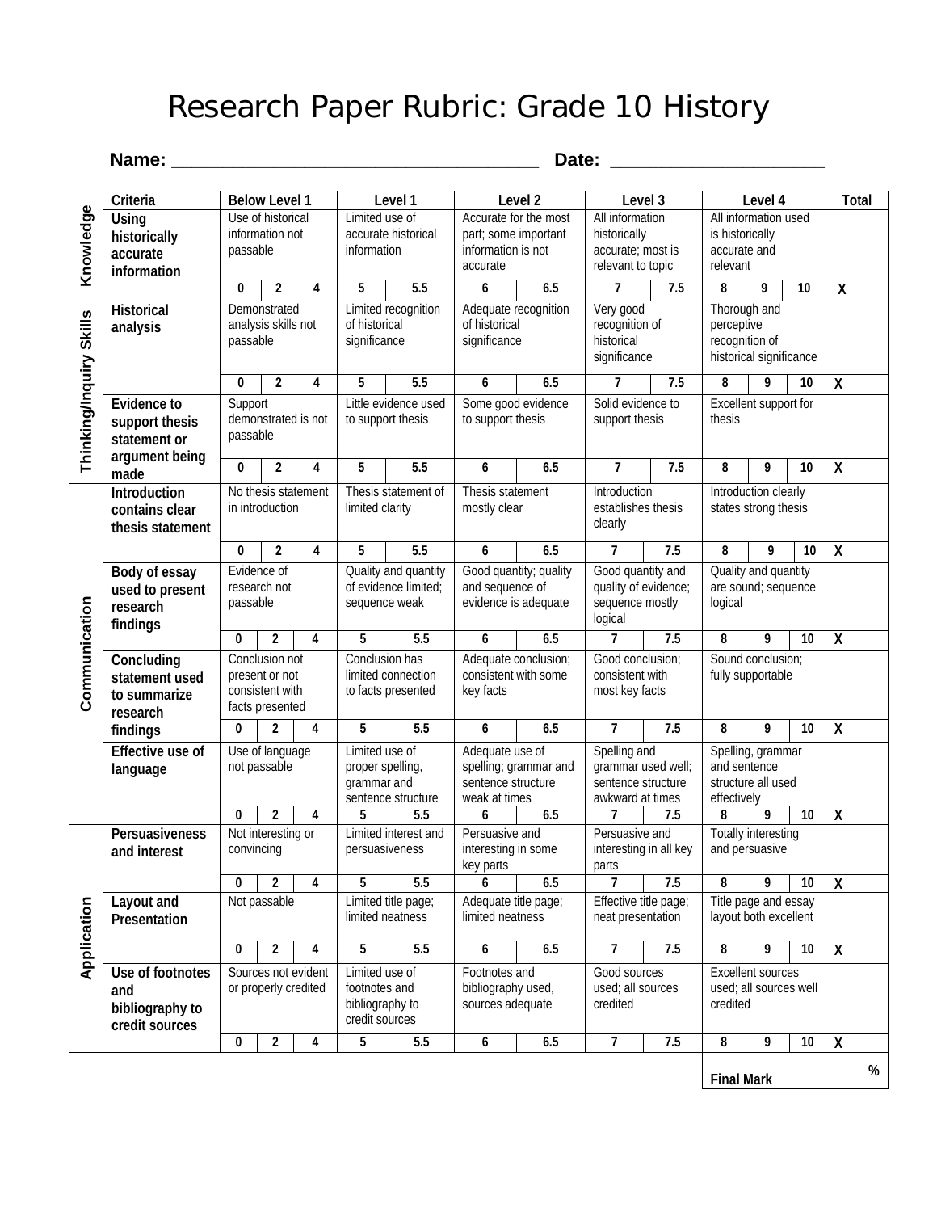# Research Paper Rubric: Grade 10 History

**Name:** ___________________________________ **Date:** ____________________

| | Criteria | Below Level 1 | | | Level 1 | | Level 2 | | Level 3 | | Level 4 | | | Total |
|---|---|---|---|---|---|---|---|---|---|---|---|---|---|---|
| Knowledge | Using historically accurate information | Use of historical information not passable | | | Limited use of accurate historical information | | Accurate for the most part; some important information is not accurate | | All information historically accurate; most is relevant to topic | | All information used is historically accurate and relevant | | | |
| | | 0 | 2 | 4 | 5 | 5.5 | 6 | 6.5 | 7 | 7.5 | 8 | 9 | 10 | X |
| Thinking/Inquiry Skills | Historical analysis | Demonstrated analysis skills not passable | | | Limited recognition of historical significance | | Adequate recognition of historical significance | | Very good recognition of historical significance | | Thorough and perceptive recognition of historical significance | | | |
| | | 0 | 2 | 4 | 5 | 5.5 | 6 | 6.5 | 7 | 7.5 | 8 | 9 | 10 | X |
| | Evidence to support thesis statement or argument being made | Support demonstrated is not passable | | | Little evidence used to support thesis | | Some good evidence to support thesis | | Solid evidence to support thesis | | Excellent support for thesis | | | |
| | | 0 | 2 | 4 | 5 | 5.5 | 6 | 6.5 | 7 | 7.5 | 8 | 9 | 10 | X |
| Communication | Introduction contains clear thesis statement | No thesis statement in introduction | | | Thesis statement of limited clarity | | Thesis statement mostly clear | | Introduction establishes thesis clearly | | Introduction clearly states strong thesis | | | |
| | | 0 | 2 | 4 | 5 | 5.5 | 6 | 6.5 | 7 | 7.5 | 8 | 9 | 10 | X |
| | Body of essay used to present research findings | Evidence of research not passable | | | Quality and quantity of evidence limited; sequence weak | | Good quantity; quality and sequence of evidence is adequate | | Good quantity and quality of evidence; sequence mostly logical | | Quality and quantity are sound; sequence logical | | | |
| | | 0 | 2 | 4 | 5 | 5.5 | 6 | 6.5 | 7 | 7.5 | 8 | 9 | 10 | X |
| | Concluding statement used to summarize research findings | Conclusion not present or not consistent with facts presented | | | Conclusion has limited connection to facts presented | | Adequate conclusion; consistent with some key facts | | Good conclusion; consistent with most key facts | | Sound conclusion; fully supportable | | | |
| | | 0 | 2 | 4 | 5 | 5.5 | 6 | 6.5 | 7 | 7.5 | 8 | 9 | 10 | X |
| | Effective use of language | Use of language not passable | | | Limited use of proper spelling, grammar and sentence structure | | Adequate use of spelling; grammar and sentence structure weak at times | | Spelling and grammar used well; sentence structure awkward at times | | Spelling, grammar and sentence structure all used effectively | | | |
| | | 0 | 2 | 4 | 5 | 5.5 | 6 | 6.5 | 7 | 7.5 | 8 | 9 | 10 | X |
| Application | Persuasiveness and interest | Not interesting or convincing | | | Limited interest and persuasiveness | | Persuasive and interesting in some key parts | | Persuasive and interesting in all key parts | | Totally interesting and persuasive | | | |
| | | 0 | 2 | 4 | 5 | 5.5 | 6 | 6.5 | 7 | 7.5 | 8 | 9 | 10 | X |
| | Layout and Presentation | Not passable | | | Limited title page; limited neatness | | Adequate title page; limited neatness | | Effective title page; neat presentation | | Title page and essay layout both excellent | | | |
| | | 0 | 2 | 4 | 5 | 5.5 | 6 | 6.5 | 7 | 7.5 | 8 | 9 | 10 | X |
| | Use of footnotes and bibliography to credit sources | Sources not evident or properly credited | | | Limited use of footnotes and bibliography to credit sources | | Footnotes and bibliography used, sources adequate | | Good sources used; all sources credited | | Excellent sources used; all sources well credited | | | |
| | | 0 | 2 | 4 | 5 | 5.5 | 6 | 6.5 | 7 | 7.5 | 8 | 9 | 10 | X |
| | | | | | | | | | | | **Final Mark** | | | % |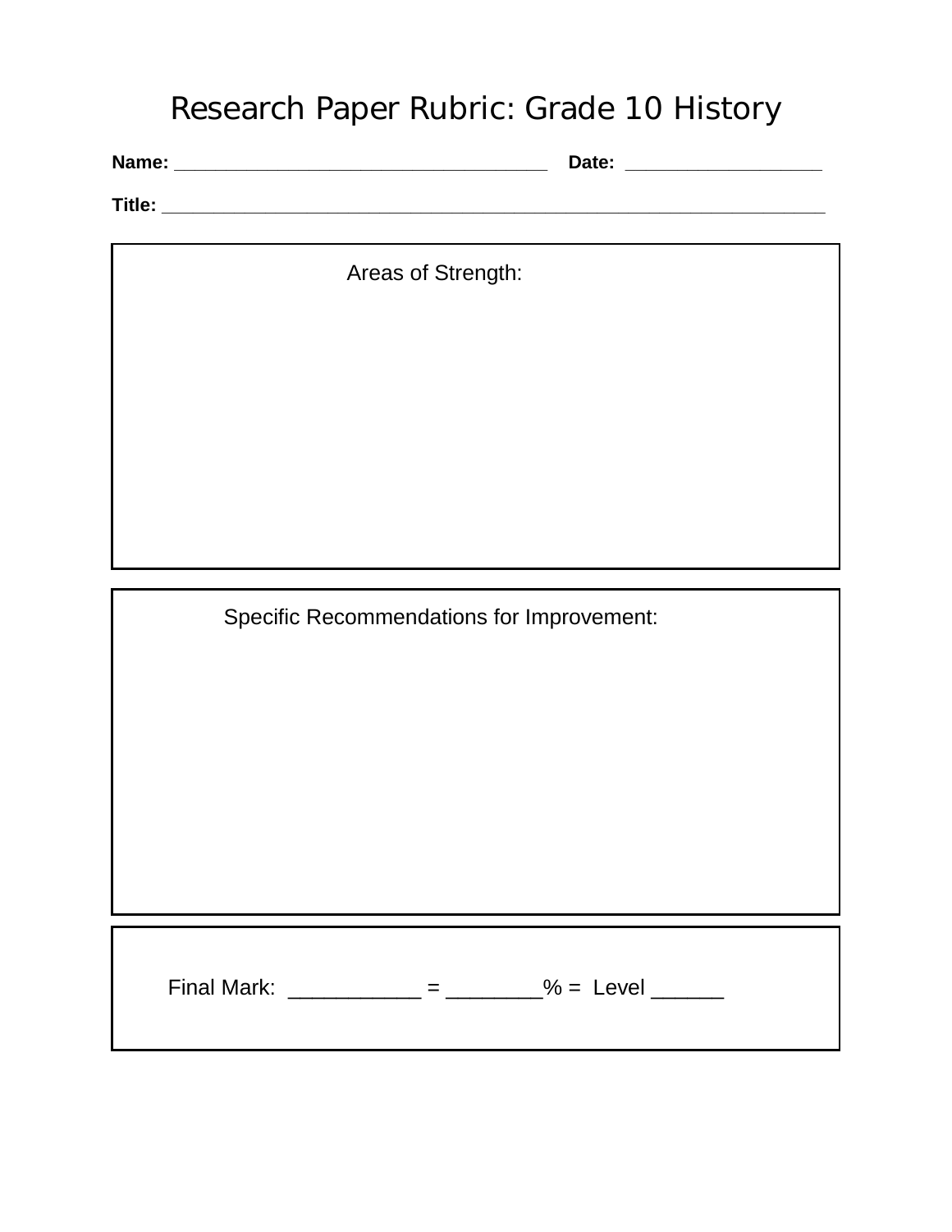# Research Paper Rubric: Grade 10 History

**Name:** ___________________________________ **Date:** __________________

**Title:** ______________________________________________________________

Areas of Strength:

Specific Recommendations for Improvement:

Final Mark: ___________ = ________% = Level ______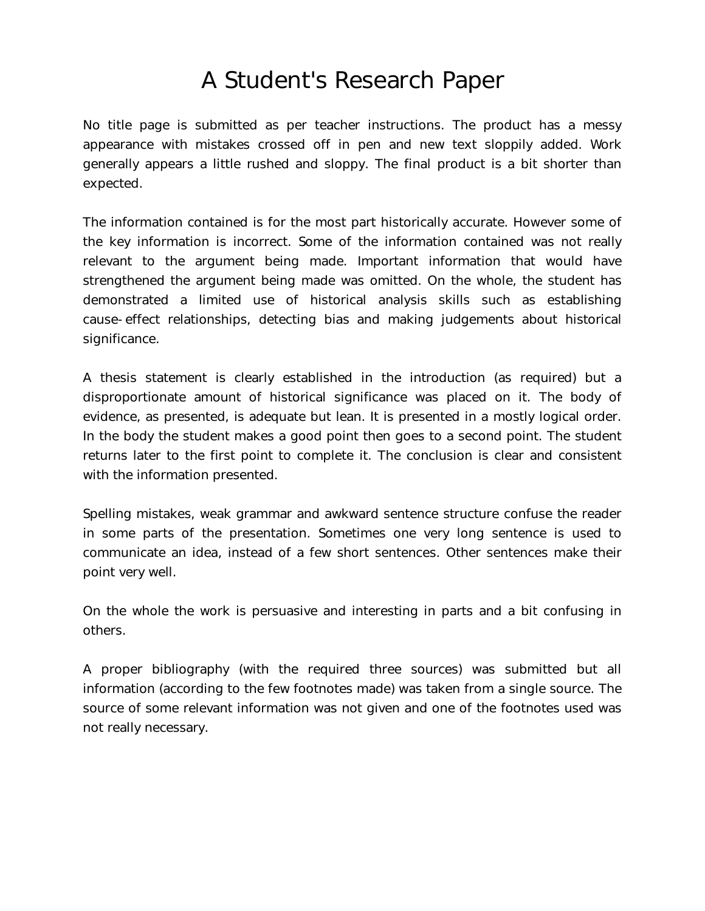# A Student's Research Paper

No title page is submitted as per teacher instructions. The product has a messy appearance with mistakes crossed off in pen and new text sloppily added. Work generally appears a little rushed and sloppy. The final product is a bit shorter than expected.

The information contained is for the most part historically accurate. However some of the key information is incorrect. Some of the information contained was not really relevant to the argument being made. Important information that would have strengthened the argument being made was omitted. On the whole, the student has demonstrated a limited use of historical analysis skills such as establishing cause-effect relationships, detecting bias and making judgements about historical significance.

A thesis statement is clearly established in the introduction (as required) but a disproportionate amount of historical significance was placed on it. The body of evidence, as presented, is adequate but lean. It is presented in a mostly logical order. In the body the student makes a good point then goes to a second point. The student returns later to the first point to complete it. The conclusion is clear and consistent with the information presented.

Spelling mistakes, weak grammar and awkward sentence structure confuse the reader in some parts of the presentation. Sometimes one very long sentence is used to communicate an idea, instead of a few short sentences. Other sentences make their point very well.

On the whole the work is persuasive and interesting in parts and a bit confusing in others.

A proper bibliography (with the required three sources) was submitted but all information (according to the few footnotes made) was taken from a single source. The source of some relevant information was not given and one of the footnotes used was not really necessary.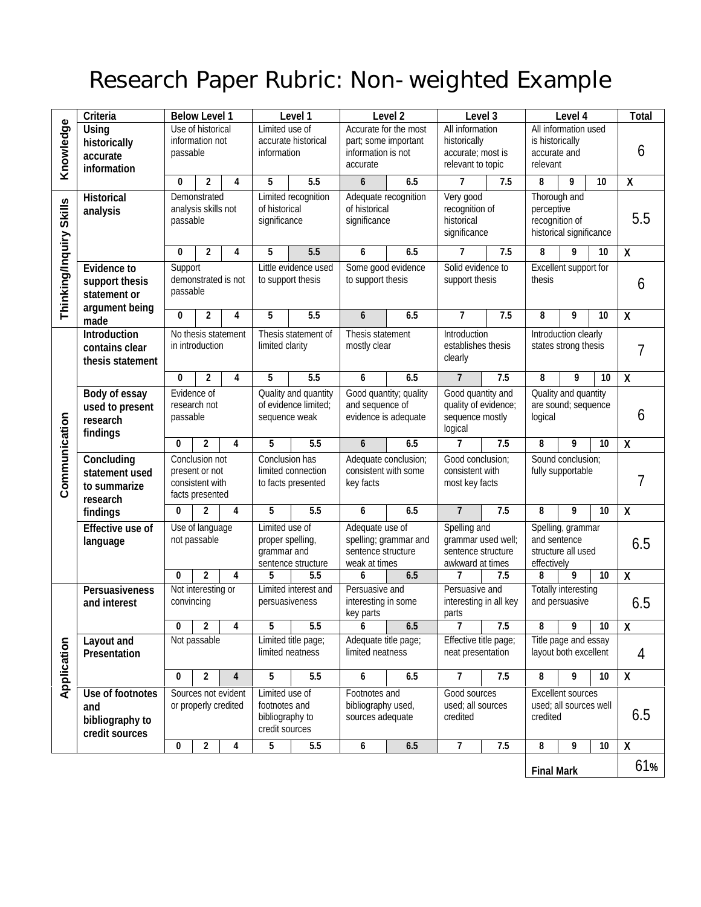# Research Paper Rubric: Non-weighted Example

| | Criteria | Below Level 1 | | | Level 1 | | Level 2 | | Level 3 | | Level 4 | | | Total |
|---|---|---|---|---|---|---|---|---|---|---|---|---|---|---|
| Knowledge | Using historically accurate information | Use of historical information not passable | | | Limited use of accurate historical information | | Accurate for the most part; some important information is not accurate | | All information historically accurate; most is relevant to topic | | All information used is historically accurate and relevant | | | 6 |
| | | 0 | 2 | 4 | 5 | 5.5 | 6 | 6.5 | 7 | 7.5 | 8 | 9 | 10 | X |
| Thinking/Inquiry Skills | Historical analysis | Demonstrated analysis skills not passable | | | Limited recognition of historical significance | | Adequate recognition of historical significance | | Very good recognition of historical significance | | Thorough and perceptive recognition of historical significance | | | 5.5 |
| | | 0 | 2 | 4 | 5 | 5.5 | 6 | 6.5 | 7 | 7.5 | 8 | 9 | 10 | X |
| | Evidence to support thesis statement or argument being made | Support demonstrated is not passable | | | Little evidence used to support thesis | | Some good evidence to support thesis | | Solid evidence to support thesis | | Excellent support for thesis | | | 6 |
| | | 0 | 2 | 4 | 5 | 5.5 | 6 | 6.5 | 7 | 7.5 | 8 | 9 | 10 | X |
| Communication | Introduction contains clear thesis statement | No thesis statement in introduction | | | Thesis statement of limited clarity | | Thesis statement mostly clear | | Introduction establishes thesis clearly | | Introduction clearly states strong thesis | | | 7 |
| | | 0 | 2 | 4 | 5 | 5.5 | 6 | 6.5 | 7 | 7.5 | 8 | 9 | 10 | X |
| | Body of essay used to present research findings | Evidence of research not passable | | | Quality and quantity of evidence limited; sequence weak | | Good quantity; quality and sequence of evidence is adequate | | Good quantity and quality of evidence; sequence mostly logical | | Quality and quantity are sound; sequence logical | | | 6 |
| | | 0 | 2 | 4 | 5 | 5.5 | 6 | 6.5 | 7 | 7.5 | 8 | 9 | 10 | X |
| | Concluding statement used to summarize research findings | Conclusion not present or not consistent with facts presented | | | Conclusion has limited connection to facts presented | | Adequate conclusion; consistent with some key facts | | Good conclusion; consistent with most key facts | | Sound conclusion; fully supportable | | | 7 |
| | | 0 | 2 | 4 | 5 | 5.5 | 6 | 6.5 | 7 | 7.5 | 8 | 9 | 10 | X |
| | Effective use of language | Use of language not passable | | | Limited use of proper spelling, grammar and sentence structure | | Adequate use of spelling; grammar and sentence structure weak at times | | Spelling and grammar used well; sentence structure awkward at times | | Spelling, grammar and sentence structure all used effectively | | | 6.5 |
| | | 0 | 2 | 4 | 5 | 5.5 | 6 | 6.5 | 7 | 7.5 | 8 | 9 | 10 | X |
| Application | Persuasiveness and interest | Not interesting or convincing | | | Limited interest and persuasiveness | | Persuasive and interesting in some key parts | | Persuasive and interesting in all key parts | | Totally interesting and persuasive | | | 6.5 |
| | | 0 | 2 | 4 | 5 | 5.5 | 6 | 6.5 | 7 | 7.5 | 8 | 9 | 10 | X |
| | Layout and Presentation | Not passable | | | Limited title page; limited neatness | | Adequate title page; limited neatness | | Effective title page; neat presentation | | Title page and essay layout both excellent | | | 4 |
| | | 0 | 2 | 4 | 5 | 5.5 | 6 | 6.5 | 7 | 7.5 | 8 | 9 | 10 | X |
| | Use of footnotes and bibliography to credit sources | Sources not evident or properly credited | | | Limited use of footnotes and bibliography to credit sources | | Footnotes and bibliography used, sources adequate | | Good sources used; all sources credited | | Excellent sources used; all sources well credited | | | 6.5 |
| | | 0 | 2 | 4 | 5 | 5.5 | 6 | 6.5 | 7 | 7.5 | 8 | 9 | 10 | X |
| | | | | | | | | | | | Final Mark | | | 61% |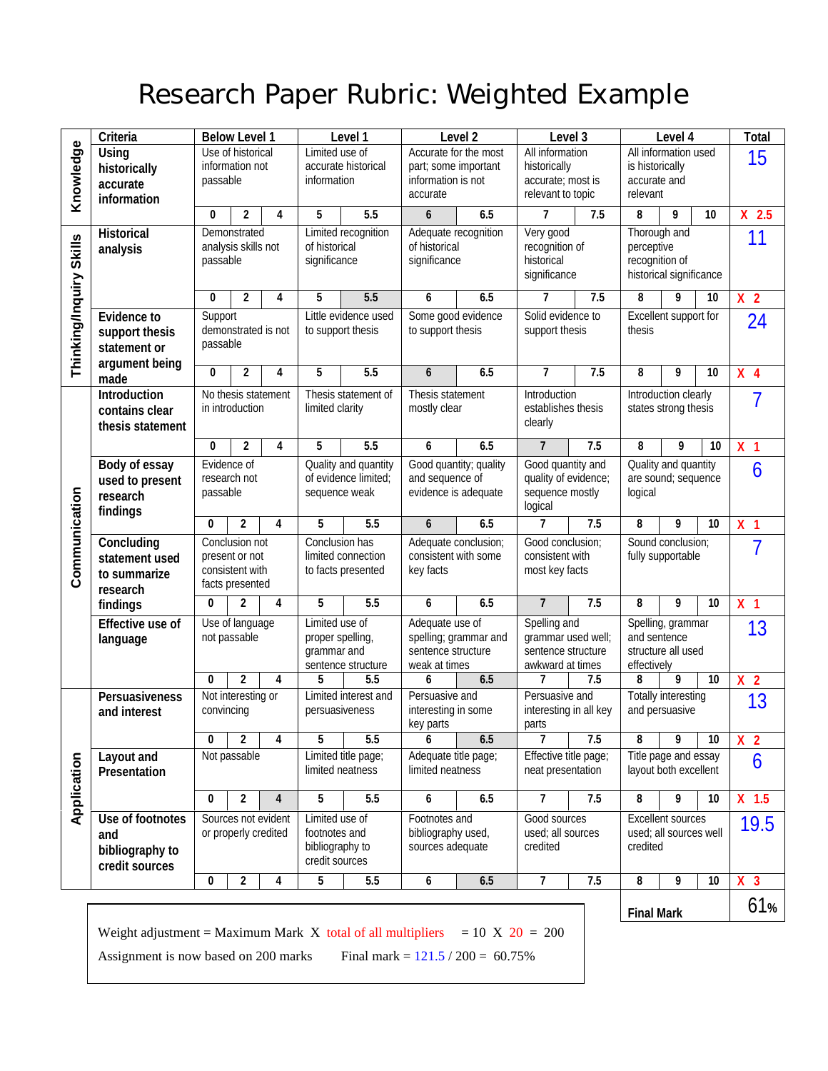# Research Paper Rubric: Weighted Example

| | Criteria | Below Level 1 | Level 1 | Level 2 | Level 3 | Level 4 | Total |
|---|---|---|---|---|---|---|---|
| Knowledge | Using historically accurate information | Use of historical information not passable | Limited use of accurate historical information | Accurate for the most part; some important information is not accurate | All information historically accurate; most is relevant to topic | All information used is historically accurate and relevant | 15 |
| | | 0 2 4 | 5 5.5 | 6 6.5 | 7 7.5 | 8 9 10 | X 2.5 |
| Thinking/Inquiry Skills | Historical analysis | Demonstrated analysis skills not passable | Limited recognition of historical significance | Adequate recognition of historical significance | Very good recognition of historical significance | Thorough and perceptive recognition of historical significance | 11 |
| | | 0 2 4 | 5 5.5 | 6 6.5 | 7 7.5 | 8 9 10 | X 2 |
| | Evidence to support thesis statement or argument being made | Support demonstrated is not passable | Little evidence used to support thesis | Some good evidence to support thesis | Solid evidence to support thesis | Excellent support for thesis | 24 |
| | | 0 2 4 | 5 5.5 | 6 6.5 | 7 7.5 | 8 9 10 | X 4 |
| Communication | Introduction contains clear thesis statement | No thesis statement in introduction | Thesis statement of limited clarity | Thesis statement mostly clear | Introduction establishes thesis clearly | Introduction clearly states strong thesis | 7 |
| | | 0 2 4 | 5 5.5 | 6 6.5 | 7 7.5 | 8 9 10 | X 1 |
| | Body of essay used to present research findings | Evidence of research not passable | Quality and quantity of evidence limited; sequence weak | Good quantity; quality and sequence of evidence is adequate | Good quantity and quality of evidence; sequence mostly logical | Quality and quantity are sound; sequence logical | 6 |
| | | 0 2 4 | 5 5.5 | 6 6.5 | 7 7.5 | 8 9 10 | X 1 |
| | Concluding statement used to summarize research findings | Conclusion not present or not consistent with facts presented | Conclusion has limited connection to facts presented | Adequate conclusion; consistent with some key facts | Good conclusion; consistent with most key facts | Sound conclusion; fully supportable | 7 |
| | | 0 2 4 | 5 5.5 | 6 6.5 | 7 7.5 | 8 9 10 | X 1 |
| | Effective use of language | Use of language not passable | Limited use of proper spelling, grammar and sentence structure | Adequate use of spelling; grammar and sentence structure weak at times | Spelling and grammar used well; sentence structure awkward at times | Spelling, grammar and sentence structure all used effectively | 13 |
| | | 0 2 4 | 5 5.5 | 6 6.5 | 7 7.5 | 8 9 10 | X 2 |
| Application | Persuasiveness and interest | Not interesting or convincing | Limited interest and persuasiveness | Persuasive and interesting in some key parts | Persuasive and interesting in all key parts | Totally interesting and persuasive | 13 |
| | | 0 2 4 | 5 5.5 | 6 6.5 | 7 7.5 | 8 9 10 | X 2 |
| | Layout and Presentation | Not passable | Limited title page; limited neatness | Adequate title page; limited neatness | Effective title page; neat presentation | Title page and essay layout both excellent | 6 |
| | | 0 2 4 | 5 5.5 | 6 6.5 | 7 7.5 | 8 9 10 | X 1.5 |
| | Use of footnotes and bibliography to credit sources | Sources not evident or properly credited | Limited use of footnotes and bibliography to credit sources | Footnotes and bibliography used, sources adequate | Good sources used; all sources credited | Excellent sources used; all sources well credited | 19.5 |
| | | 0 2 4 | 5 5.5 | 6 6.5 | 7 7.5 | 8 9 10 | X 3 |
| | | | | | | Final Mark | 61% |

Weight adjustment = Maximum Mark X total of all multipliers = 10 X 20 = 200

Assignment is now based on 200 marks Final mark = 121.5 / 200 = 60.75%